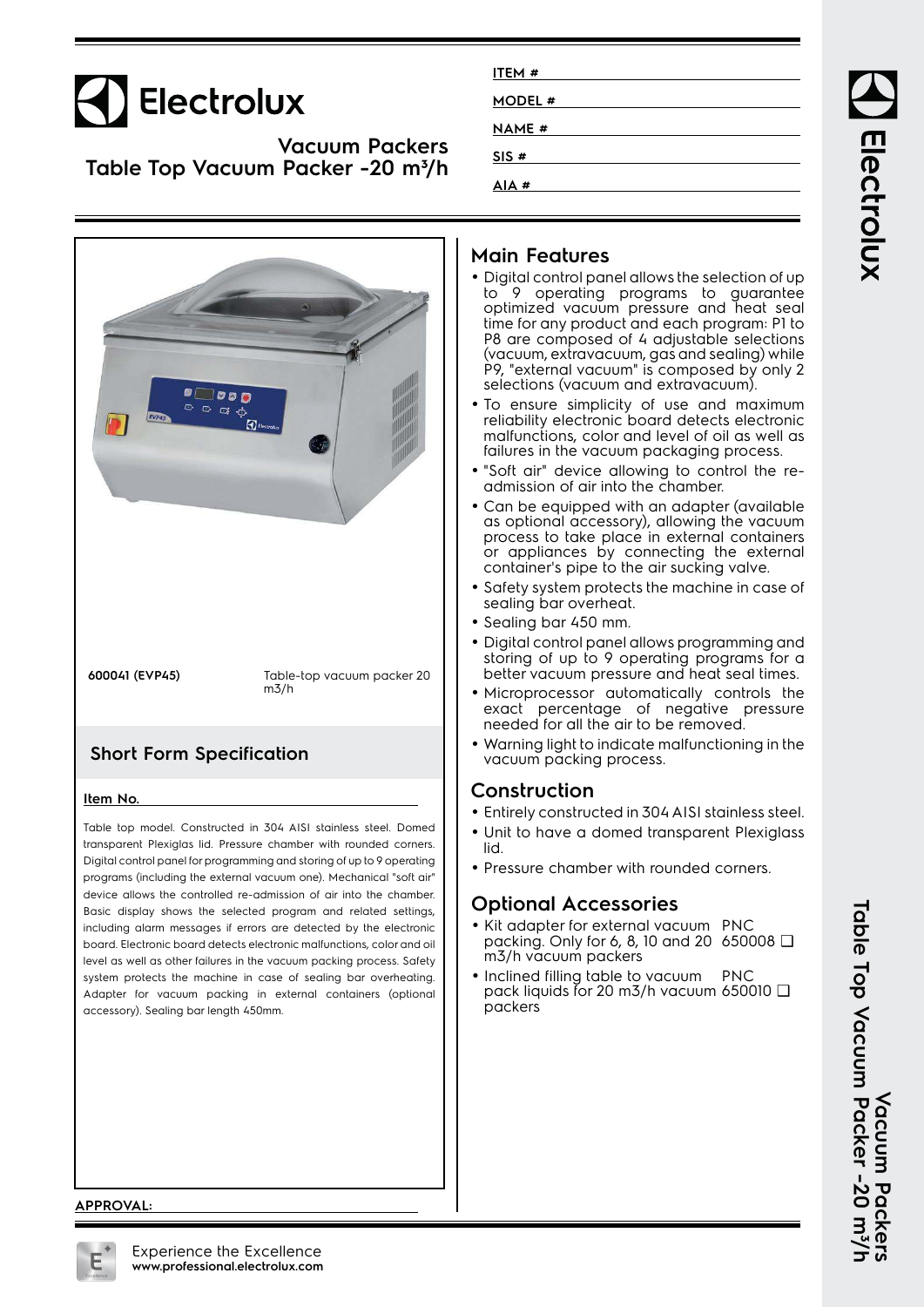# Electrolux

## Vacuum Packers
## Table Top Vacuum Packer -20 m³/h

**ITEM #**

**MODEL #**

**NAME #**

**SIS #**

**AIA #**

**600041 (EVP45)** Table-top vacuum packer 20 m3/h

## Short Form Specification

**Item No.**

Table top model. Constructed in 304 AISI stainless steel. Domed transparent Plexiglas lid. Pressure chamber with rounded corners. Digital control panel for programming and storing of up to 9 operating programs (including the external vacuum one). Mechanical "soft air" device allows the controlled re-admission of air into the chamber. Basic display shows the selected program and related settings, including alarm messages if errors are detected by the electronic board. Electronic board detects electronic malfunctions, color and oil level as well as other failures in the vacuum packing process. Safety system protects the machine in case of sealing bar overheating. Adapter for vacuum packing in external containers (optional accessory). Sealing bar length 450mm.

## Main Features

- Digital control panel allows the selection of up to 9 operating programs to guarantee optimized vacuum pressure and heat seal time for any product and each program: P1 to P8 are composed of 4 adjustable selections (vacuum, extravacuum, gas and sealing) while P9, "external vacuum" is composed by only 2 selections (vacuum and extravacuum).
- To ensure simplicity of use and maximum reliability electronic board detects electronic malfunctions, color and level of oil as well as failures in the vacuum packaging process.
- "Soft air" device allowing to control the re-admission of air into the chamber.
- Can be equipped with an adapter (available as optional accessory), allowing the vacuum process to take place in external containers or appliances by connecting the external container's pipe to the air sucking valve.
- Safety system protects the machine in case of sealing bar overheat.
- Sealing bar 450 mm.
- Digital control panel allows programming and storing of up to 9 operating programs for a better vacuum pressure and heat seal times.
- Microprocessor automatically controls the exact percentage of negative pressure needed for all the air to be removed.
- Warning light to indicate malfunctioning in the vacuum packing process.

## Construction

- Entirely constructed in 304 AISI stainless steel.
- Unit to have a domed transparent Plexiglass lid.
- Pressure chamber with rounded corners.

## Optional Accessories

- Kit adapter for external vacuum packing. Only for 6, 8, 10 and 20 m3/h vacuum packers — PNC 650008 ❑
- Inclined filling table to vacuum pack liquids for 20 m3/h vacuum packers — PNC 650010 ❑

**APPROVAL:**

Experience the Excellence
**www.professional.electrolux.com**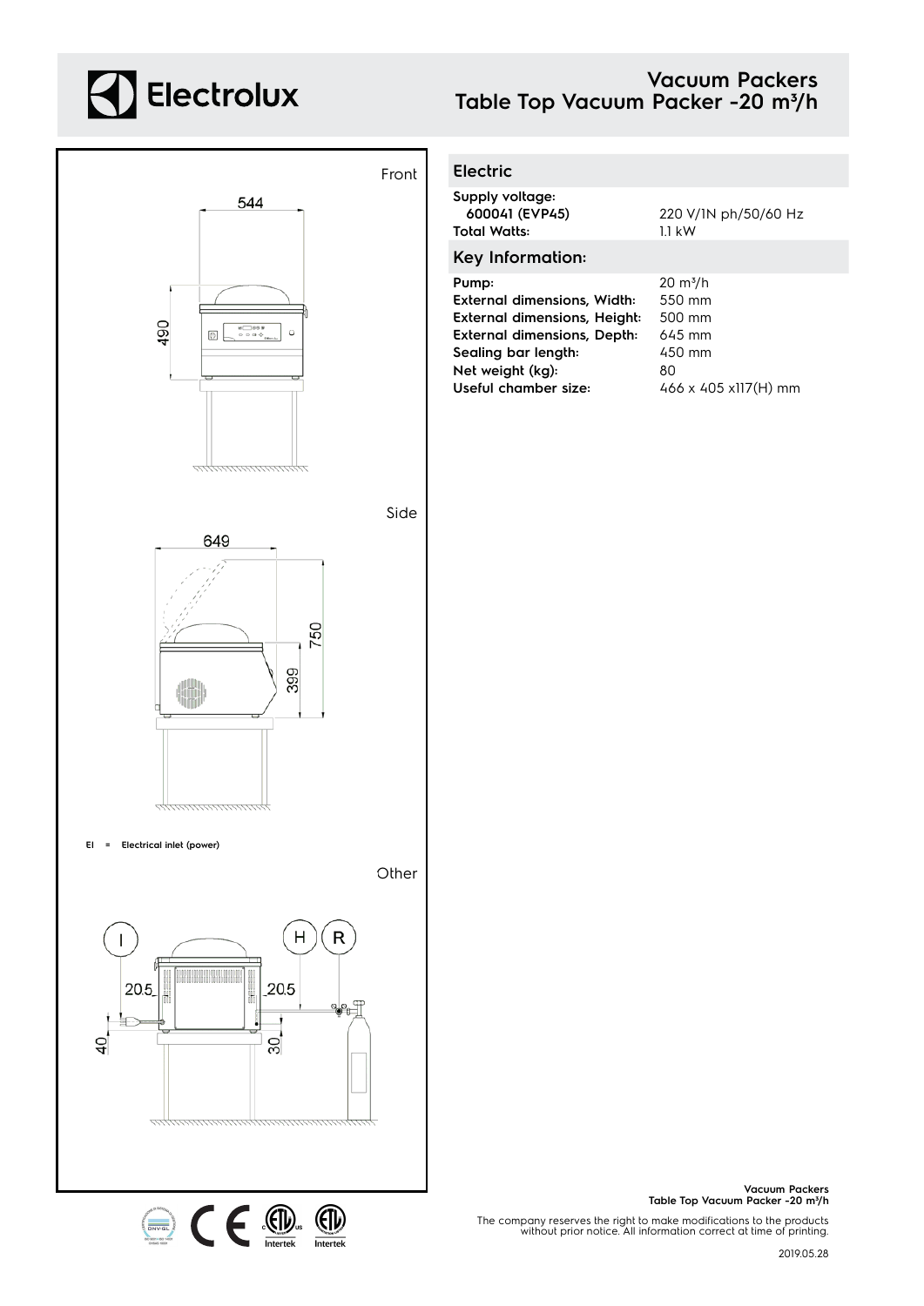# Electrolux

## Vacuum Packers
## Table Top Vacuum Packer -20 $m^3/h$

Front

544

490

Side

649

750

399

EI = Electrical inlet (power)

Other

I

H

R

20.5

20.5

40

30

### Electric

| | |
|---|---|
| **Supply voltage:** | |
| **600041 (EVP45)** | 220 V/1N ph/50/60 Hz |
| **Total Watts:** | 1.1 kW |

### Key Information:

| | |
|---|---|
| **Pump:** | 20 $m^3/h$ |
| **External dimensions, Width:** | 550 mm |
| **External dimensions, Height:** | 500 mm |
| **External dimensions, Depth:** | 645 mm |
| **Sealing bar length:** | 450 mm |
| **Net weight (kg):** | 80 |
| **Useful chamber size:** | 466 x 405 x117(H) mm |

The company reserves the right to make modifications to the products without prior notice. All information correct at time of printing.

2019.05.28